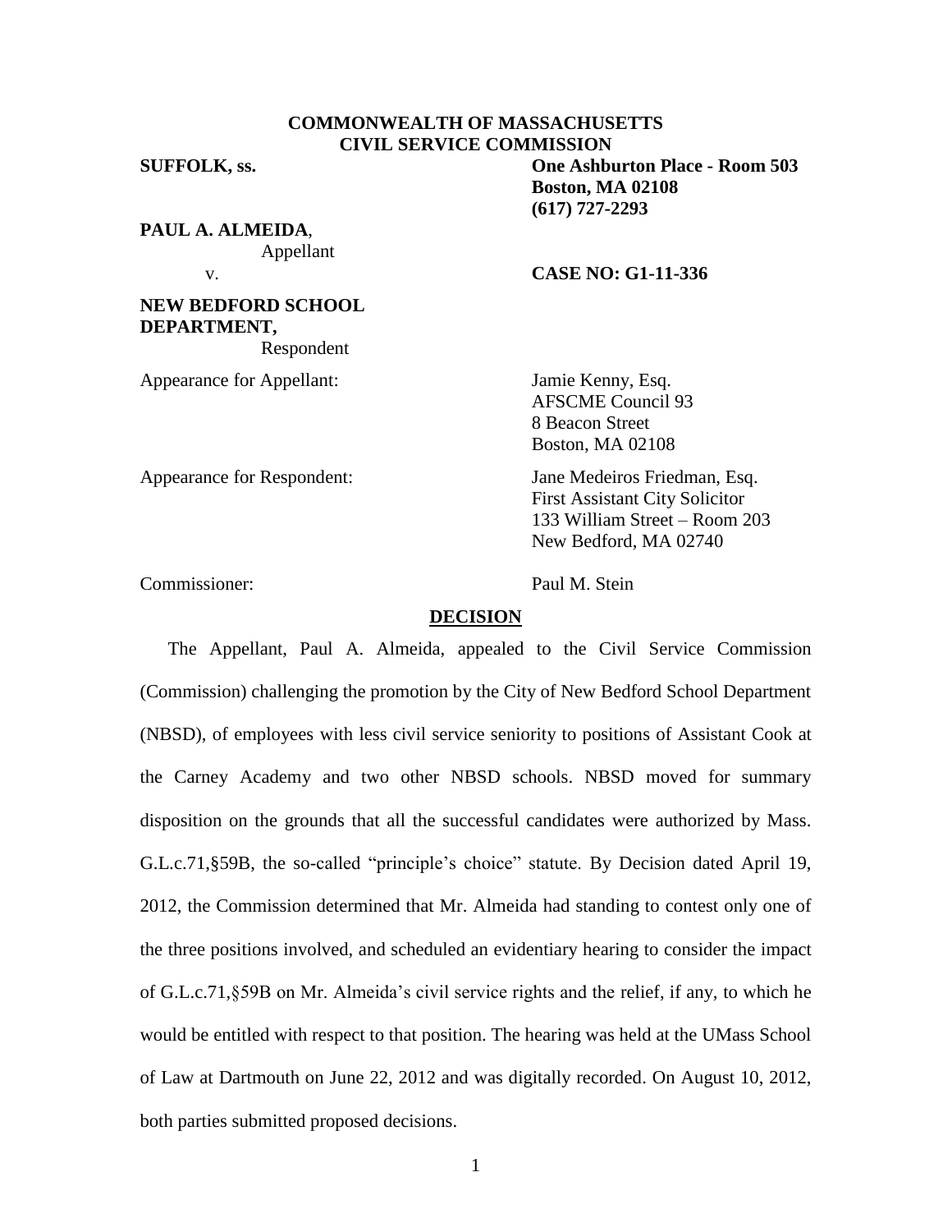**COMMONWEALTH OF MASSACHUSETTS**
**CIVIL SERVICE COMMISSION**

**SUFFOLK, ss.**

**One Ashburton Place - Room 503**
**Boston, MA 02108**
**(617) 727-2293**

**PAUL A. ALMEIDA**,
Appellant

v.

**CASE NO: G1-11-336**

**NEW BEDFORD SCHOOL DEPARTMENT,**
Respondent

Appearance for Appellant:

Jamie Kenny, Esq.
AFSCME Council 93
8 Beacon Street
Boston, MA 02108

Appearance for Respondent:

Jane Medeiros Friedman, Esq.
First Assistant City Solicitor
133 William Street – Room 203
New Bedford, MA 02740

Commissioner:

Paul M. Stein

**DECISION**

The Appellant, Paul A. Almeida, appealed to the Civil Service Commission (Commission) challenging the promotion by the City of New Bedford School Department (NBSD), of employees with less civil service seniority to positions of Assistant Cook at the Carney Academy and two other NBSD schools. NBSD moved for summary disposition on the grounds that all the successful candidates were authorized by Mass. G.L.c.71,§59B, the so-called "principle's choice" statute. By Decision dated April 19, 2012, the Commission determined that Mr. Almeida had standing to contest only one of the three positions involved, and scheduled an evidentiary hearing to consider the impact of G.L.c.71,§59B on Mr. Almeida's civil service rights and the relief, if any, to which he would be entitled with respect to that position. The hearing was held at the UMass School of Law at Dartmouth on June 22, 2012 and was digitally recorded. On August 10, 2012, both parties submitted proposed decisions.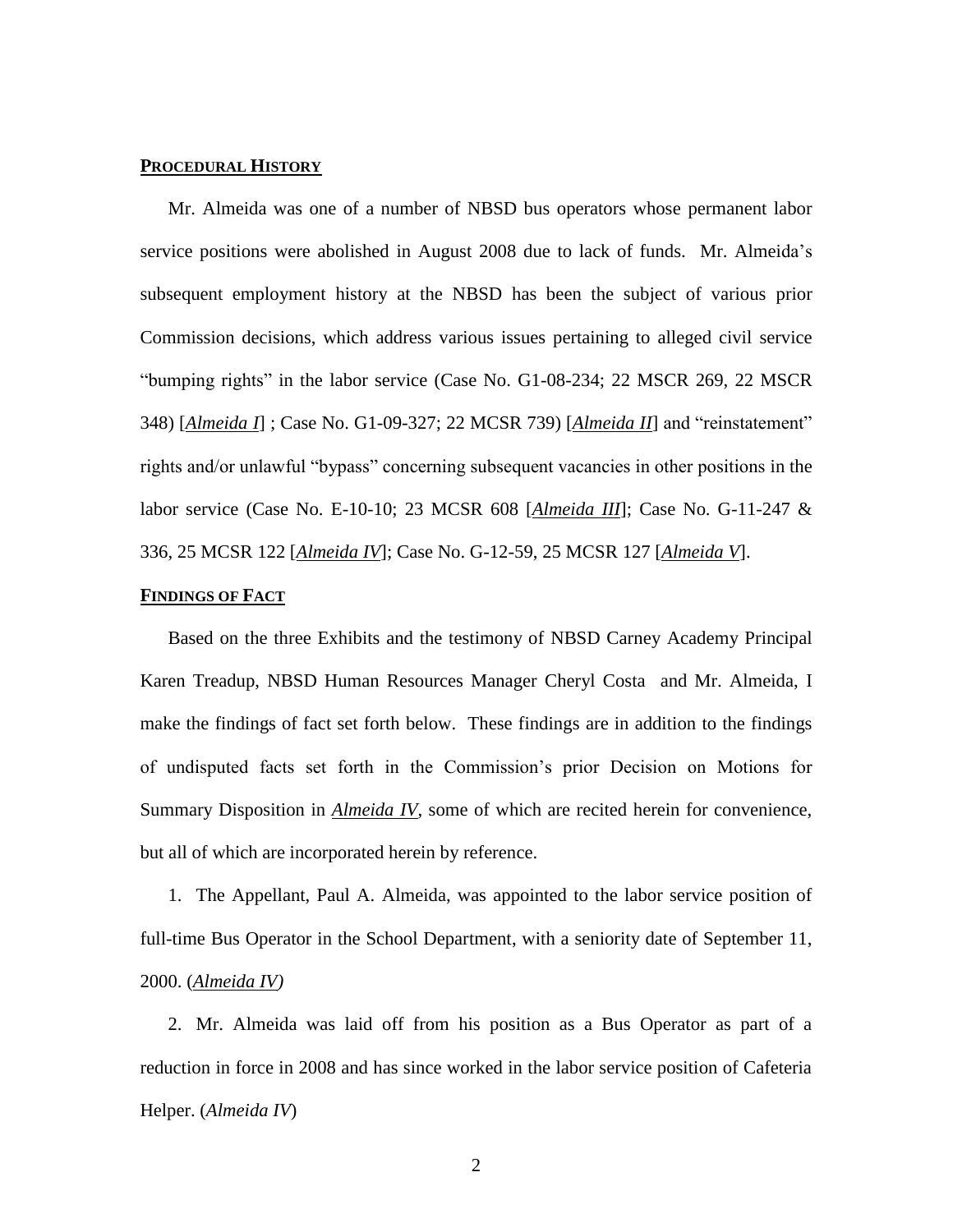## **PROCEDURAL HISTORY**

Mr. Almeida was one of a number of NBSD bus operators whose permanent labor service positions were abolished in August 2008 due to lack of funds. Mr. Almeida's subsequent employment history at the NBSD has been the subject of various prior Commission decisions, which address various issues pertaining to alleged civil service "bumping rights" in the labor service (Case No. G1-08-234; 22 MSCR 269, 22 MSCR 348) [*Almeida I*] ; Case No. G1-09-327; 22 MCSR 739) [*Almeida II*] and "reinstatement" rights and/or unlawful "bypass" concerning subsequent vacancies in other positions in the labor service (Case No. E-10-10; 23 MCSR 608 [*Almeida III*]; Case No. G-11-247 & 336, 25 MCSR 122 [*Almeida IV*]; Case No. G-12-59, 25 MCSR 127 [*Almeida V*].

## **FINDINGS OF FACT**

Based on the three Exhibits and the testimony of NBSD Carney Academy Principal Karen Treadup, NBSD Human Resources Manager Cheryl Costa and Mr. Almeida, I make the findings of fact set forth below. These findings are in addition to the findings of undisputed facts set forth in the Commission's prior Decision on Motions for Summary Disposition in *Almeida IV*, some of which are recited herein for convenience, but all of which are incorporated herein by reference.

1. The Appellant, Paul A. Almeida, was appointed to the labor service position of full-time Bus Operator in the School Department, with a seniority date of September 11, 2000. (*Almeida IV)*

2. Mr. Almeida was laid off from his position as a Bus Operator as part of a reduction in force in 2008 and has since worked in the labor service position of Cafeteria Helper. (*Almeida IV*)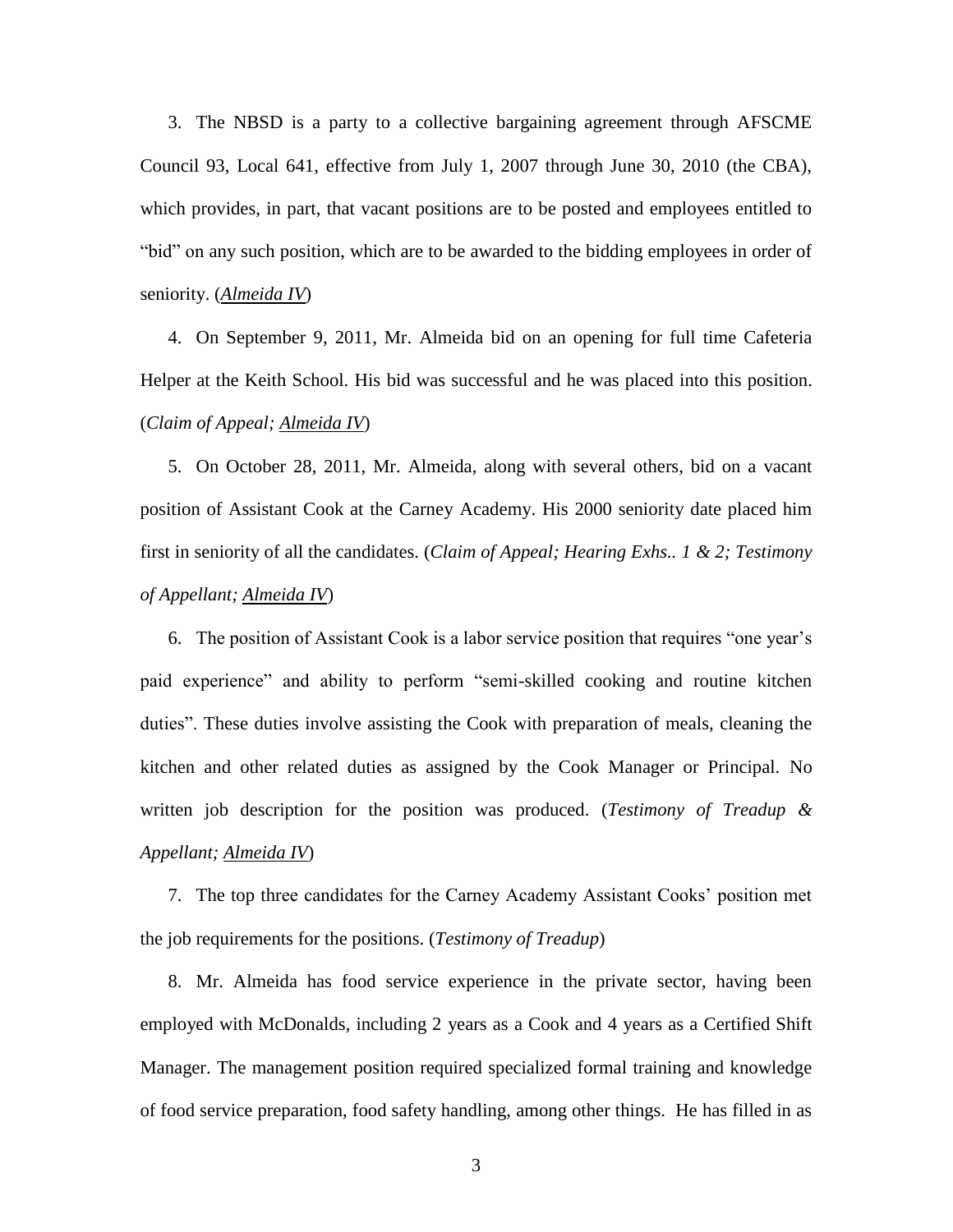3. The NBSD is a party to a collective bargaining agreement through AFSCME Council 93, Local 641, effective from July 1, 2007 through June 30, 2010 (the CBA), which provides, in part, that vacant positions are to be posted and employees entitled to "bid" on any such position, which are to be awarded to the bidding employees in order of seniority. (*Almeida IV*)

4. On September 9, 2011, Mr. Almeida bid on an opening for full time Cafeteria Helper at the Keith School. His bid was successful and he was placed into this position. (*Claim of Appeal; Almeida IV*)

5. On October 28, 2011, Mr. Almeida, along with several others, bid on a vacant position of Assistant Cook at the Carney Academy. His 2000 seniority date placed him first in seniority of all the candidates. (*Claim of Appeal; Hearing Exhs.. 1 & 2; Testimony of Appellant; Almeida IV*)

6. The position of Assistant Cook is a labor service position that requires "one year's paid experience" and ability to perform "semi-skilled cooking and routine kitchen duties". These duties involve assisting the Cook with preparation of meals, cleaning the kitchen and other related duties as assigned by the Cook Manager or Principal. No written job description for the position was produced. (*Testimony of Treadup & Appellant; Almeida IV*)

7. The top three candidates for the Carney Academy Assistant Cooks' position met the job requirements for the positions. (*Testimony of Treadup*)

8. Mr. Almeida has food service experience in the private sector, having been employed with McDonalds, including 2 years as a Cook and 4 years as a Certified Shift Manager. The management position required specialized formal training and knowledge of food service preparation, food safety handling, among other things. He has filled in as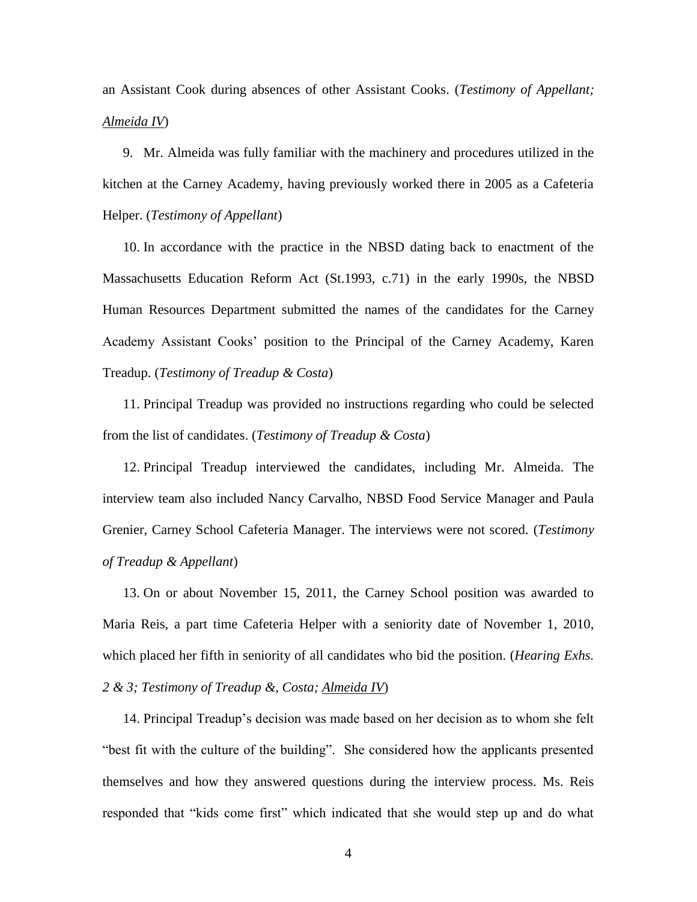an Assistant Cook during absences of other Assistant Cooks. (*Testimony of Appellant; Almeida IV*)

9. Mr. Almeida was fully familiar with the machinery and procedures utilized in the kitchen at the Carney Academy, having previously worked there in 2005 as a Cafeteria Helper. (*Testimony of Appellant*)

10. In accordance with the practice in the NBSD dating back to enactment of the Massachusetts Education Reform Act (St.1993, c.71) in the early 1990s, the NBSD Human Resources Department submitted the names of the candidates for the Carney Academy Assistant Cooks' position to the Principal of the Carney Academy, Karen Treadup. (*Testimony of Treadup & Costa*)

11. Principal Treadup was provided no instructions regarding who could be selected from the list of candidates. (*Testimony of Treadup & Costa*)

12. Principal Treadup interviewed the candidates, including Mr. Almeida. The interview team also included Nancy Carvalho, NBSD Food Service Manager and Paula Grenier, Carney School Cafeteria Manager. The interviews were not scored. (*Testimony of Treadup & Appellant*)

13. On or about November 15, 2011, the Carney School position was awarded to Maria Reis, a part time Cafeteria Helper with a seniority date of November 1, 2010, which placed her fifth in seniority of all candidates who bid the position. (*Hearing Exhs. 2 & 3; Testimony of Treadup &, Costa; Almeida IV*)

14. Principal Treadup's decision was made based on her decision as to whom she felt "best fit with the culture of the building". She considered how the applicants presented themselves and how they answered questions during the interview process. Ms. Reis responded that "kids come first" which indicated that she would step up and do what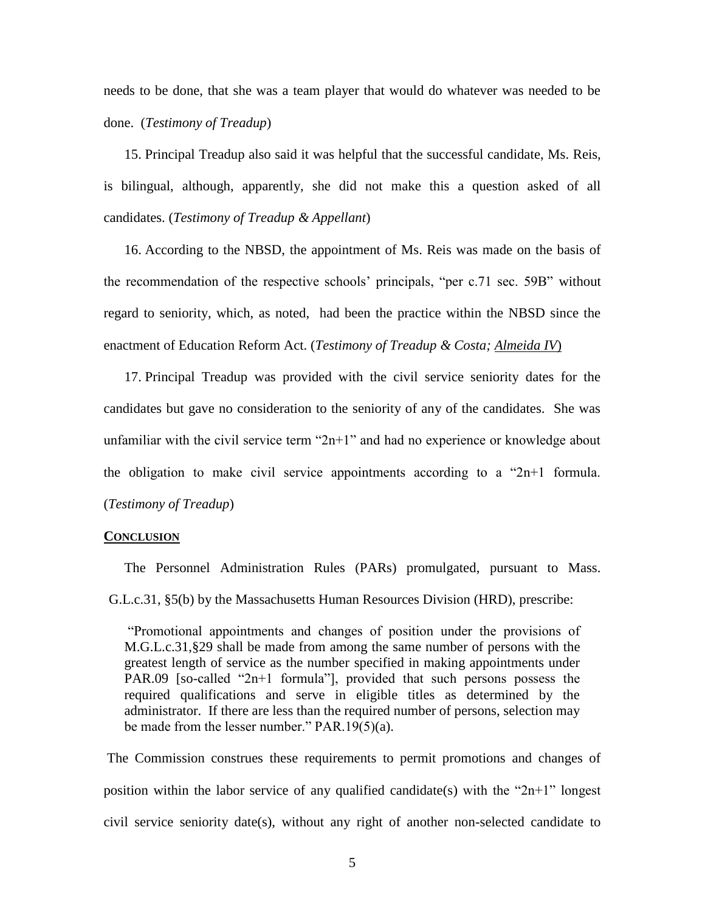needs to be done, that she was a team player that would do whatever was needed to be done. (*Testimony of Treadup*)

15. Principal Treadup also said it was helpful that the successful candidate, Ms. Reis, is bilingual, although, apparently, she did not make this a question asked of all candidates. (*Testimony of Treadup & Appellant*)

16. According to the NBSD, the appointment of Ms. Reis was made on the basis of the recommendation of the respective schools' principals, "per c.71 sec. 59B" without regard to seniority, which, as noted, had been the practice within the NBSD since the enactment of Education Reform Act. (*Testimony of Treadup & Costa; Almeida IV*)

17. Principal Treadup was provided with the civil service seniority dates for the candidates but gave no consideration to the seniority of any of the candidates. She was unfamiliar with the civil service term "2n+1" and had no experience or knowledge about the obligation to make civil service appointments according to a "2n+1 formula. (*Testimony of Treadup*)

**CONCLUSION**

The Personnel Administration Rules (PARs) promulgated, pursuant to Mass. G.L.c.31, §5(b) by the Massachusetts Human Resources Division (HRD), prescribe:

> "Promotional appointments and changes of position under the provisions of M.G.L.c.31,§29 shall be made from among the same number of persons with the greatest length of service as the number specified in making appointments under PAR.09 [so-called "2n+1 formula"], provided that such persons possess the required qualifications and serve in eligible titles as determined by the administrator. If there are less than the required number of persons, selection may be made from the lesser number." PAR.19(5)(a).

The Commission construes these requirements to permit promotions and changes of position within the labor service of any qualified candidate(s) with the "2n+1" longest civil service seniority date(s), without any right of another non-selected candidate to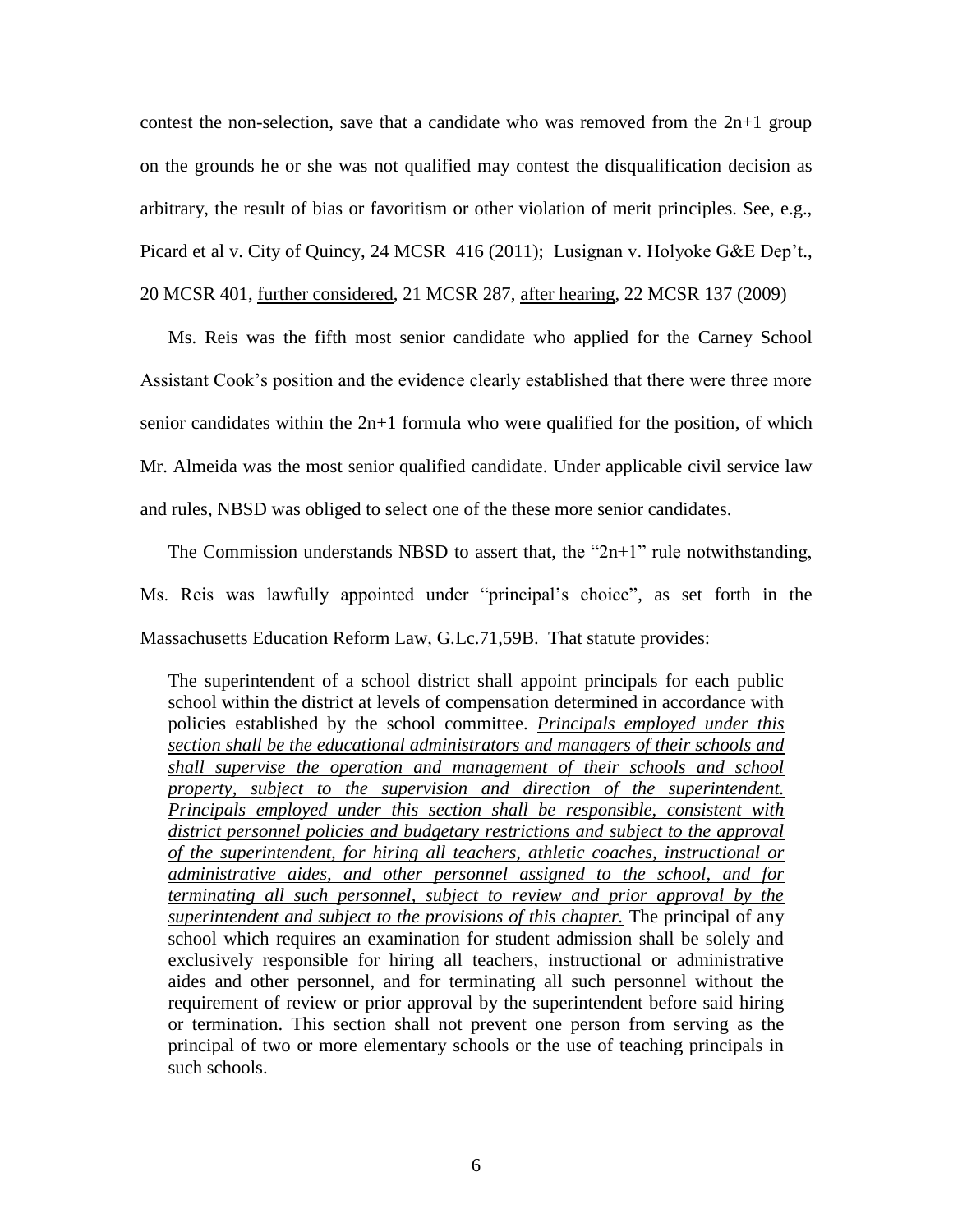contest the non-selection, save that a candidate who was removed from the 2n+1 group on the grounds he or she was not qualified may contest the disqualification decision as arbitrary, the result of bias or favoritism or other violation of merit principles. See, e.g., <u>Picard et al v. City of Quincy</u>, 24 MCSR 416 (2011); <u>Lusignan v. Holyoke G&E Dep't</u>., 20 MCSR 401, <u>further considered</u>, 21 MCSR 287, <u>after hearing</u>, 22 MCSR 137 (2009)

Ms. Reis was the fifth most senior candidate who applied for the Carney School Assistant Cook's position and the evidence clearly established that there were three more senior candidates within the 2n+1 formula who were qualified for the position, of which Mr. Almeida was the most senior qualified candidate. Under applicable civil service law and rules, NBSD was obliged to select one of the these more senior candidates.

The Commission understands NBSD to assert that, the "2n+1" rule notwithstanding, Ms. Reis was lawfully appointed under "principal's choice", as set forth in the Massachusetts Education Reform Law, G.L.c.71,59B. That statute provides:

> The superintendent of a school district shall appoint principals for each public school within the district at levels of compensation determined in accordance with policies established by the school committee. ***<u>Principals employed under this section shall be the educational administrators and managers of their schools and shall supervise the operation and management of their schools and school property, subject to the supervision and direction of the superintendent. Principals employed under this section shall be responsible, consistent with district personnel policies and budgetary restrictions and subject to the approval of the superintendent, for hiring all teachers, athletic coaches, instructional or administrative aides, and other personnel assigned to the school, and for terminating all such personnel, subject to review and prior approval by the superintendent and subject to the provisions of this chapter.</u>*** The principal of any school which requires an examination for student admission shall be solely and exclusively responsible for hiring all teachers, instructional or administrative aides and other personnel, and for terminating all such personnel without the requirement of review or prior approval by the superintendent before said hiring or termination. This section shall not prevent one person from serving as the principal of two or more elementary schools or the use of teaching principals in such schools.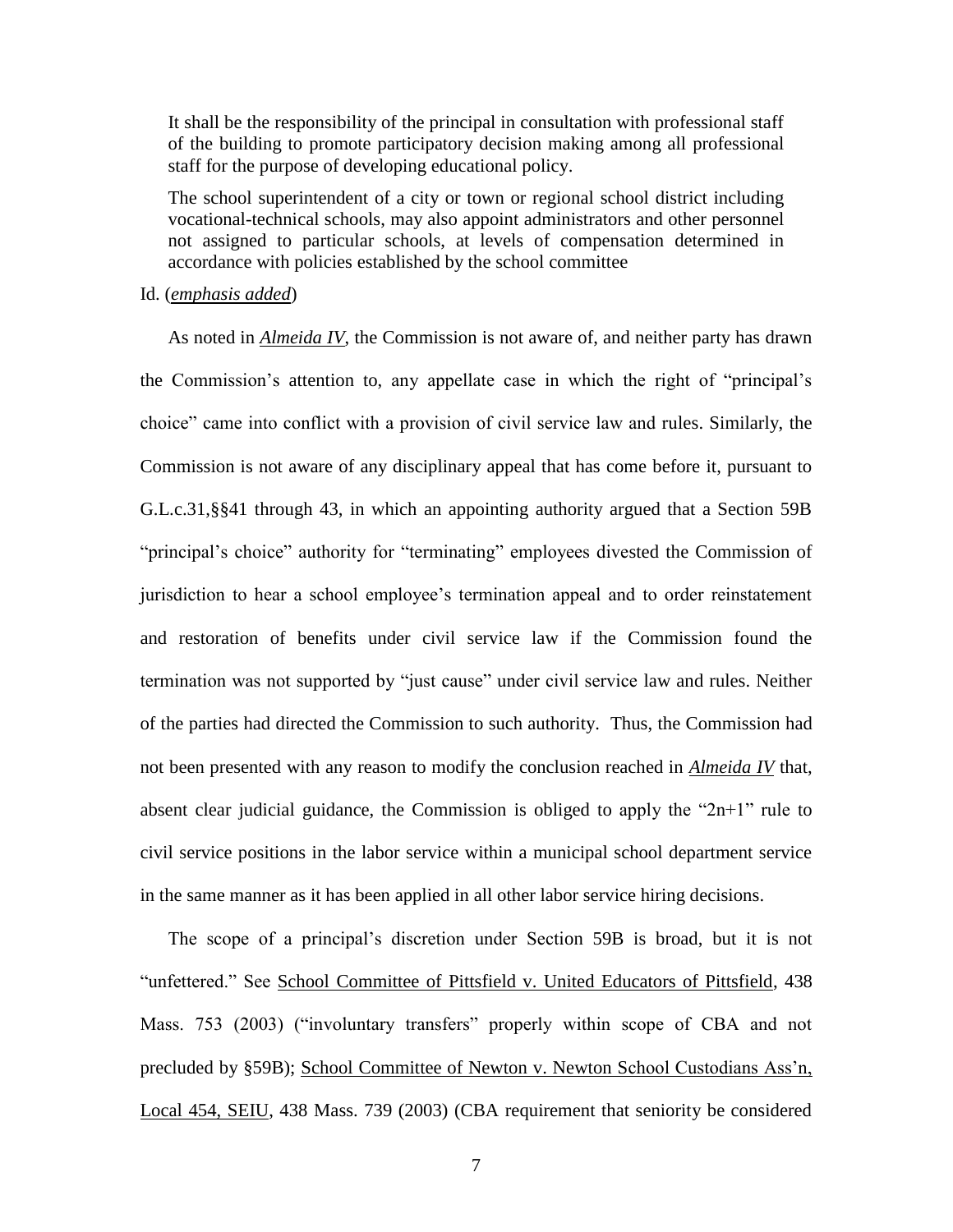> It shall be the responsibility of the principal in consultation with professional staff of the building to promote participatory decision making among all professional staff for the purpose of developing educational policy.
>
> The school superintendent of a city or town or regional school district including vocational-technical schools, may also appoint administrators and other personnel not assigned to particular schools, at levels of compensation determined in accordance with policies established by the school committee

Id. (*emphasis added*)

As noted in *Almeida IV*, the Commission is not aware of, and neither party has drawn the Commission's attention to, any appellate case in which the right of "principal's choice" came into conflict with a provision of civil service law and rules. Similarly, the Commission is not aware of any disciplinary appeal that has come before it, pursuant to G.L.c.31,§§41 through 43, in which an appointing authority argued that a Section 59B "principal's choice" authority for "terminating" employees divested the Commission of jurisdiction to hear a school employee's termination appeal and to order reinstatement and restoration of benefits under civil service law if the Commission found the termination was not supported by "just cause" under civil service law and rules. Neither of the parties had directed the Commission to such authority. Thus, the Commission had not been presented with any reason to modify the conclusion reached in *Almeida IV* that, absent clear judicial guidance, the Commission is obliged to apply the "2n+1" rule to civil service positions in the labor service within a municipal school department service in the same manner as it has been applied in all other labor service hiring decisions.

The scope of a principal's discretion under Section 59B is broad, but it is not "unfettered." See School Committee of Pittsfield v. United Educators of Pittsfield, 438 Mass. 753 (2003) ("involuntary transfers" properly within scope of CBA and not precluded by §59B); School Committee of Newton v. Newton School Custodians Ass'n, Local 454, SEIU, 438 Mass. 739 (2003) (CBA requirement that seniority be considered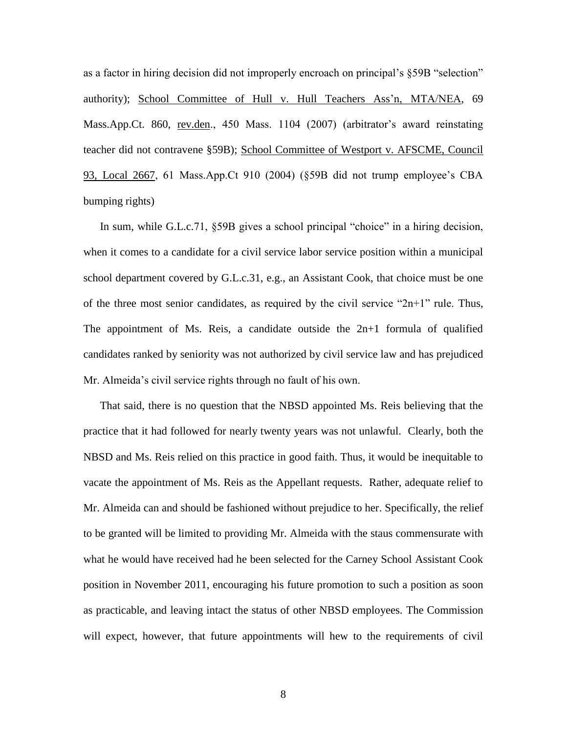as a factor in hiring decision did not improperly encroach on principal's §59B "selection" authority); School Committee of Hull v. Hull Teachers Ass'n, MTA/NEA, 69 Mass.App.Ct. 860, rev.den., 450 Mass. 1104 (2007) (arbitrator's award reinstating teacher did not contravene §59B); School Committee of Westport v. AFSCME, Council 93, Local 2667, 61 Mass.App.Ct 910 (2004) (§59B did not trump employee's CBA bumping rights)

In sum, while G.L.c.71, §59B gives a school principal "choice" in a hiring decision, when it comes to a candidate for a civil service labor service position within a municipal school department covered by G.L.c.31, e.g., an Assistant Cook, that choice must be one of the three most senior candidates, as required by the civil service "2n+1" rule. Thus, The appointment of Ms. Reis, a candidate outside the 2n+1 formula of qualified candidates ranked by seniority was not authorized by civil service law and has prejudiced Mr. Almeida's civil service rights through no fault of his own.

That said, there is no question that the NBSD appointed Ms. Reis believing that the practice that it had followed for nearly twenty years was not unlawful. Clearly, both the NBSD and Ms. Reis relied on this practice in good faith. Thus, it would be inequitable to vacate the appointment of Ms. Reis as the Appellant requests. Rather, adequate relief to Mr. Almeida can and should be fashioned without prejudice to her. Specifically, the relief to be granted will be limited to providing Mr. Almeida with the staus commensurate with what he would have received had he been selected for the Carney School Assistant Cook position in November 2011, encouraging his future promotion to such a position as soon as practicable, and leaving intact the status of other NBSD employees. The Commission will expect, however, that future appointments will hew to the requirements of civil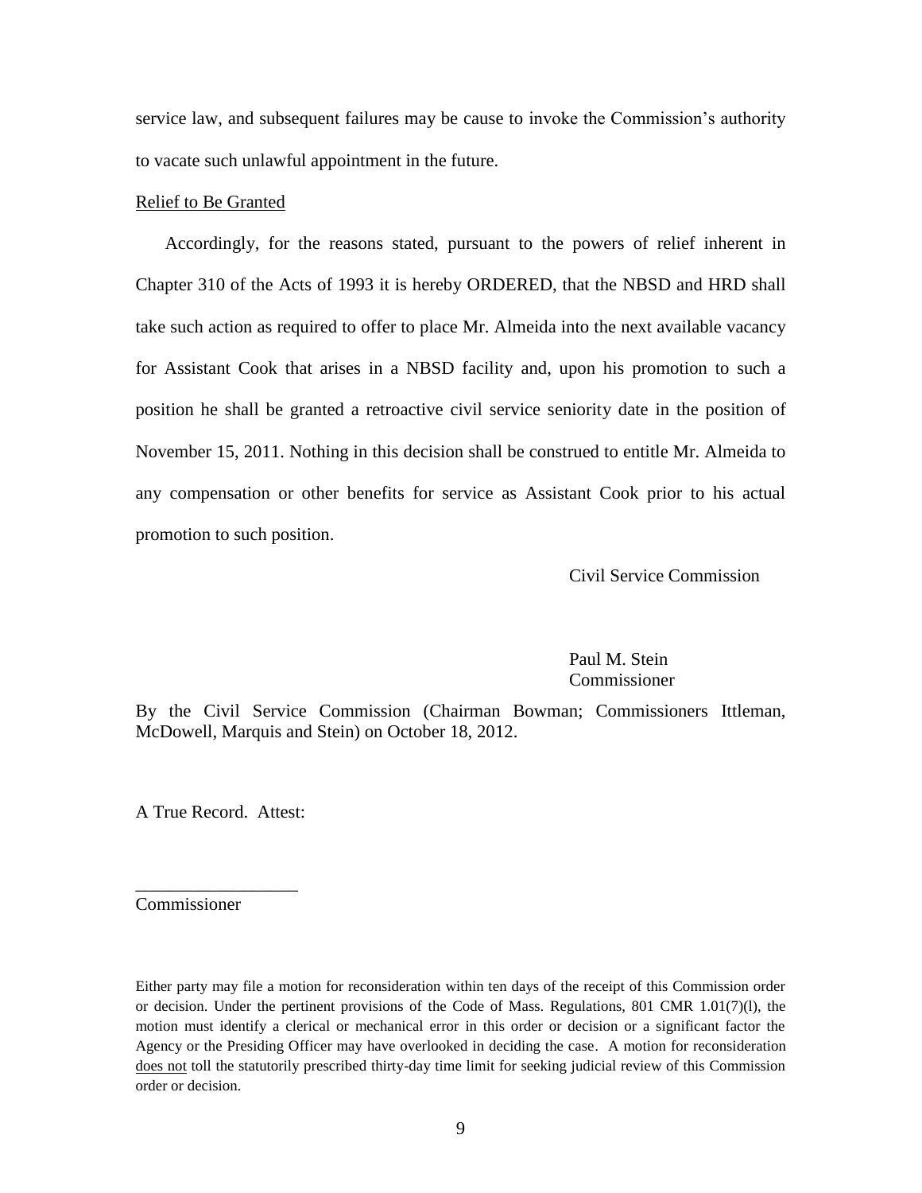service law, and subsequent failures may be cause to invoke the Commission's authority to vacate such unlawful appointment in the future.

Relief to Be Granted

Accordingly, for the reasons stated, pursuant to the powers of relief inherent in Chapter 310 of the Acts of 1993 it is hereby ORDERED, that the NBSD and HRD shall take such action as required to offer to place Mr. Almeida into the next available vacancy for Assistant Cook that arises in a NBSD facility and, upon his promotion to such a position he shall be granted a retroactive civil service seniority date in the position of November 15, 2011. Nothing in this decision shall be construed to entitle Mr. Almeida to any compensation or other benefits for service as Assistant Cook prior to his actual promotion to such position.

Civil Service Commission

Paul M. Stein
Commissioner

By the Civil Service Commission (Chairman Bowman; Commissioners Ittleman, McDowell, Marquis and Stein) on October 18, 2012.

A True Record. Attest:

___________________
Commissioner

Either party may file a motion for reconsideration within ten days of the receipt of this Commission order or decision. Under the pertinent provisions of the Code of Mass. Regulations, 801 CMR 1.01(7)(l), the motion must identify a clerical or mechanical error in this order or decision or a significant factor the Agency or the Presiding Officer may have overlooked in deciding the case. A motion for reconsideration does not toll the statutorily prescribed thirty-day time limit for seeking judicial review of this Commission order or decision.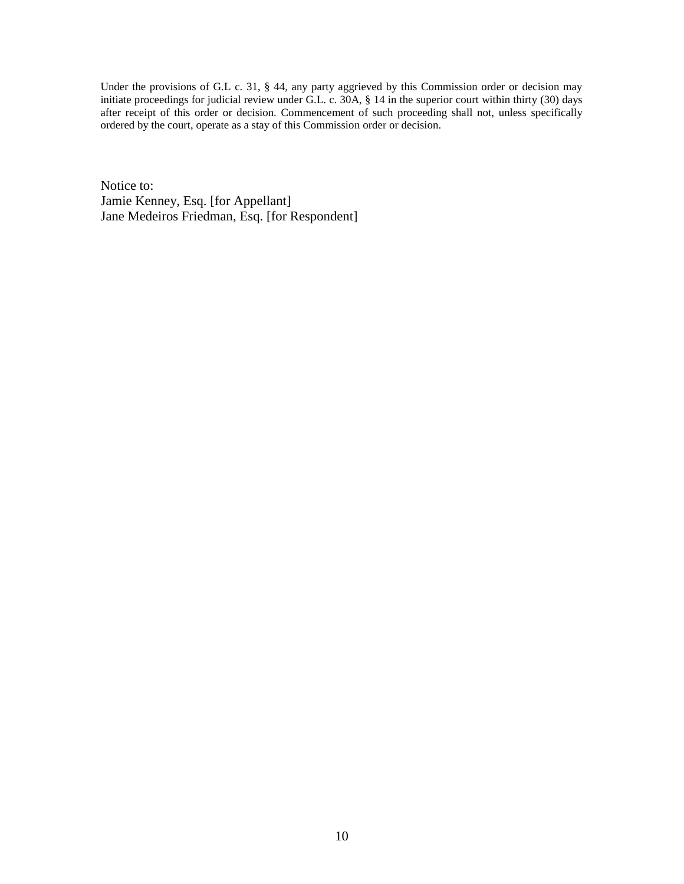Under the provisions of G.L c. 31, § 44, any party aggrieved by this Commission order or decision may initiate proceedings for judicial review under G.L. c. 30A, § 14 in the superior court within thirty (30) days after receipt of this order or decision. Commencement of such proceeding shall not, unless specifically ordered by the court, operate as a stay of this Commission order or decision.

Notice to:
Jamie Kenney, Esq. [for Appellant]
Jane Medeiros Friedman, Esq. [for Respondent]